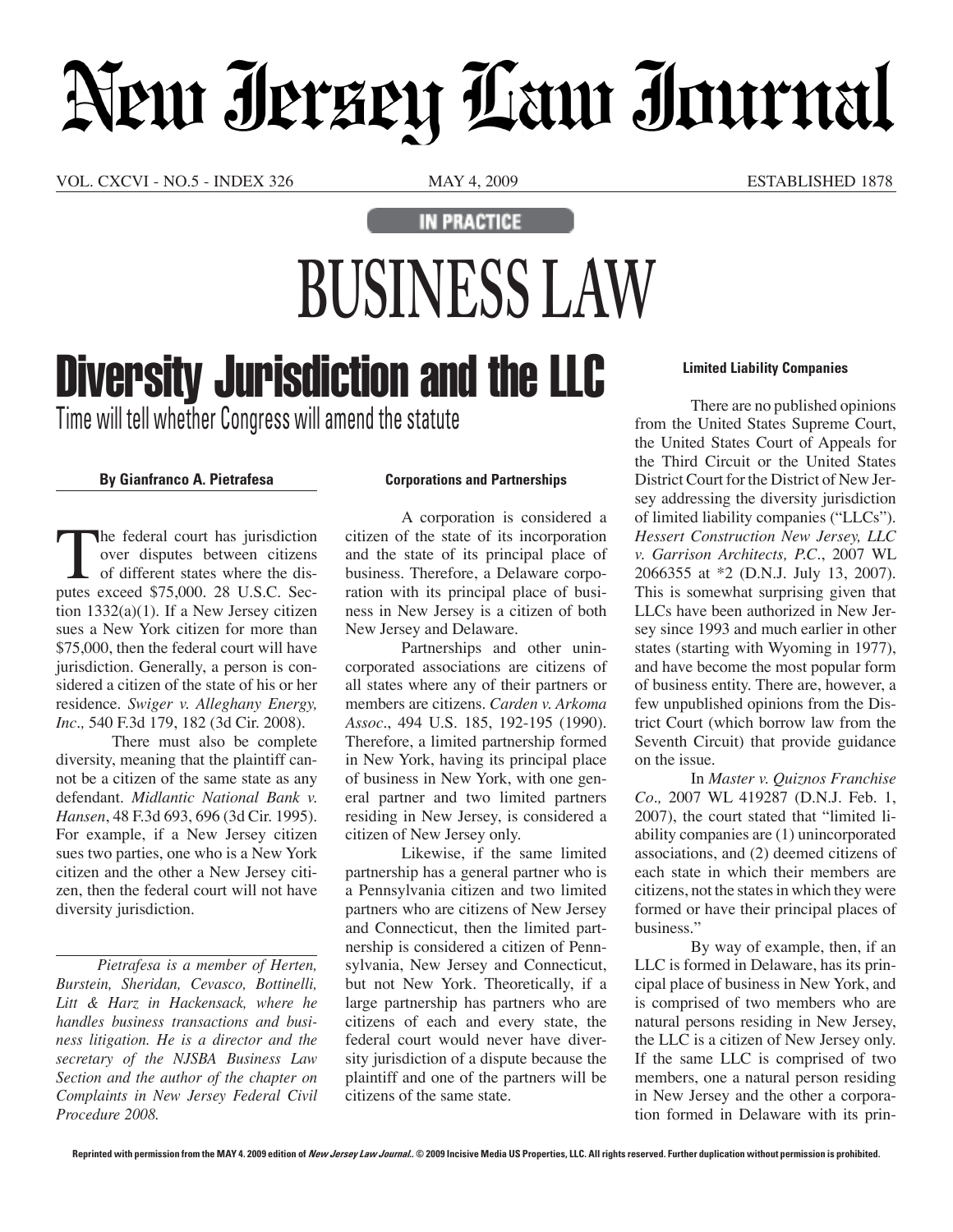# New Jersey Law Journal

VOL. CXCVI - NO.5 - INDEX 326 MAY 4, 2009 ESTABLISHED 1878

IN PRACTICE

# BUSINESS LAW

## Diversity Jurisdiction and the LLC

Time will tell whether Congress will amend the statute

**By Gianfranco A. Pietrafesa**

The federal court has jurisdiction over disputes between citizens of different states where the disputes exceed $75,000. 28 U.S.C. Section 1332(a)(1). If a New Jersey citizen sues a New York citizen for more than $75,000, then the federal court will have jurisdiction. Generally, a person is considered a citizen of the state of his or her residence. *Swiger v. Alleghany Energy, Inc.,* 540 F.3d 179, 182 (3d Cir. 2008).

There must also be complete diversity, meaning that the plaintiff cannot be a citizen of the same state as any defendant. *Midlantic National Bank v. Hansen*, 48 F.3d 693, 696 (3d Cir. 1995). For example, if a New Jersey citizen sues two parties, one who is a New York citizen and the other a New Jersey citizen, then the federal court will not have diversity jurisdiction.

*Pietrafesa is a member of Herten, Burstein, Sheridan, Cevasco, Bottinelli, Litt & Harz in Hackensack, where he handles business transactions and business litigation. He is a director and the secretary of the NJSBA Business Law Section and the author of the chapter on Complaints in New Jersey Federal Civil Procedure 2008.*

### Corporations and Partnerships

A corporation is considered a citizen of the state of its incorporation and the state of its principal place of business. Therefore, a Delaware corporation with its principal place of business in New Jersey is a citizen of both New Jersey and Delaware.

Partnerships and other unincorporated associations are citizens of all states where any of their partners or members are citizens. *Carden v. Arkoma Assoc*., 494 U.S. 185, 192-195 (1990). Therefore, a limited partnership formed in New York, having its principal place of business in New York, with one general partner and two limited partners residing in New Jersey, is considered a citizen of New Jersey only.

Likewise, if the same limited partnership has a general partner who is a Pennsylvania citizen and two limited partners who are citizens of New Jersey and Connecticut, then the limited partnership is considered a citizen of Pennsylvania, New Jersey and Connecticut, but not New York. Theoretically, if a large partnership has partners who are citizens of each and every state, the federal court would never have diversity jurisdiction of a dispute because the plaintiff and one of the partners will be citizens of the same state.

### Limited Liability Companies

There are no published opinions from the United States Supreme Court, the United States Court of Appeals for the Third Circuit or the United States District Court for the District of New Jersey addressing the diversity jurisdiction of limited liability companies ("LLCs"). *Hessert Construction New Jersey, LLC v. Garrison Architects, P.C*., 2007 WL 2066355 at *2 (D.N.J. July 13, 2007). This is somewhat surprising given that LLCs have been authorized in New Jersey since 1993 and much earlier in other states (starting with Wyoming in 1977), and have become the most popular form of business entity. There are, however, a few unpublished opinions from the District Court (which borrow law from the Seventh Circuit) that provide guidance on the issue.

In *Master v. Quiznos Franchise Co.,* 2007 WL 419287 (D.N.J. Feb. 1, 2007), the court stated that "limited liability companies are (1) unincorporated associations, and (2) deemed citizens of each state in which their members are citizens, not the states in which they were formed or have their principal places of business."

By way of example, then, if an LLC is formed in Delaware, has its principal place of business in New York, and is comprised of two members who are natural persons residing in New Jersey, the LLC is a citizen of New Jersey only. If the same LLC is comprised of two members, one a natural person residing in New Jersey and the other a corporation formed in Delaware with its prin-

Reprinted with permission from the MAY 4, 2009 edition of *New Jersey Law Journal*. © 2009 Incisive Media US Properties, LLC. All rights reserved. Further duplication without permission is prohibited.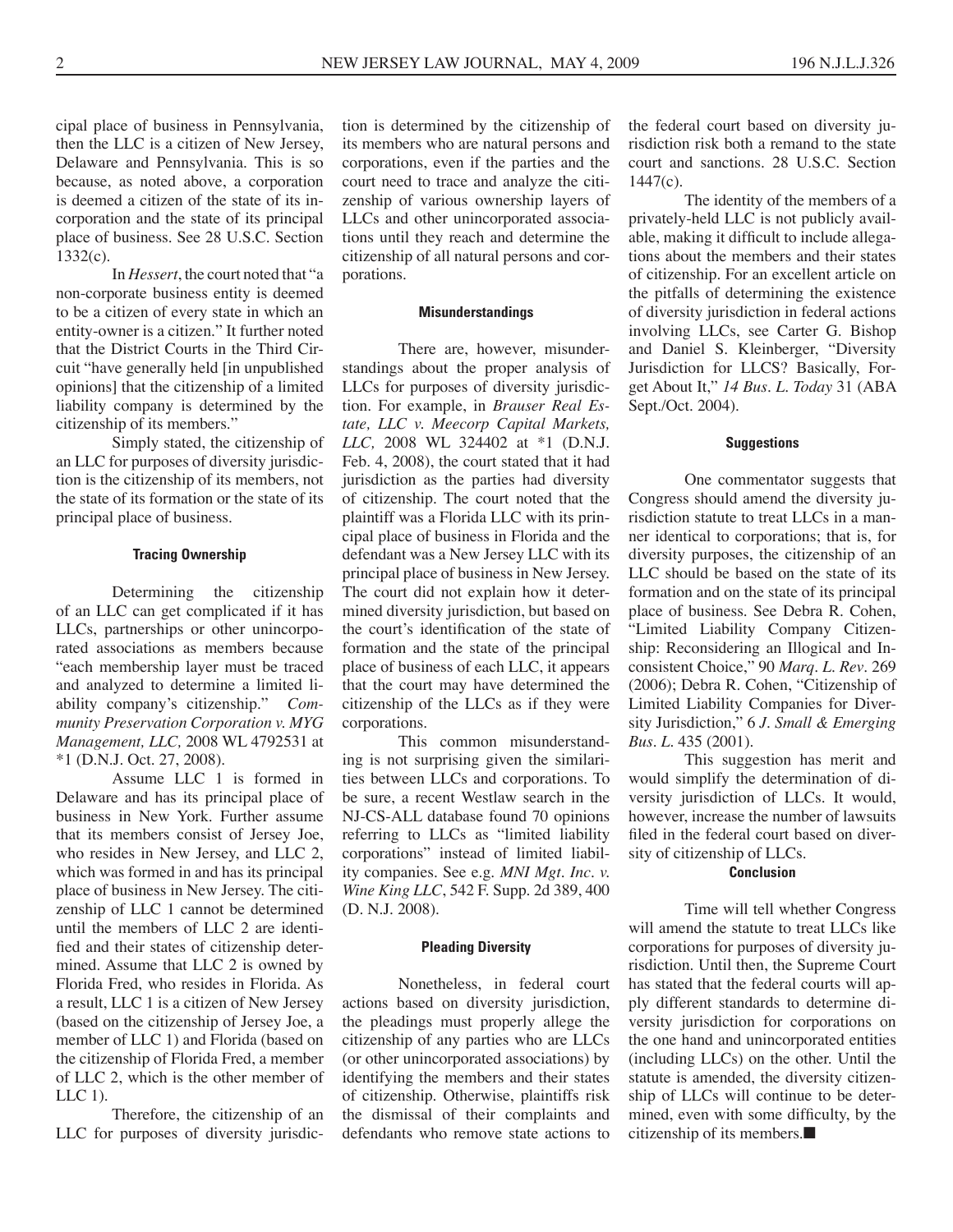cipal place of business in Pennsylvania, then the LLC is a citizen of New Jersey, Delaware and Pennsylvania. This is so because, as noted above, a corporation is deemed a citizen of the state of its incorporation and the state of its principal place of business. See 28 U.S.C. Section 1332(c).

In *Hessert*, the court noted that "a non-corporate business entity is deemed to be a citizen of every state in which an entity-owner is a citizen." It further noted that the District Courts in the Third Circuit "have generally held [in unpublished opinions] that the citizenship of a limited liability company is determined by the citizenship of its members."

Simply stated, the citizenship of an LLC for purposes of diversity jurisdiction is the citizenship of its members, not the state of its formation or the state of its principal place of business.

#### Tracing Ownership

Determining the citizenship of an LLC can get complicated if it has LLCs, partnerships or other unincorporated associations as members because "each membership layer must be traced and analyzed to determine a limited liability company's citizenship." *Community Preservation Corporation v. MYG Management, LLC,* 2008 WL 4792531 at *1 (D.N.J. Oct. 27, 2008).

Assume LLC 1 is formed in Delaware and has its principal place of business in New York. Further assume that its members consist of Jersey Joe, who resides in New Jersey, and LLC 2, which was formed in and has its principal place of business in New Jersey. The citizenship of LLC 1 cannot be determined until the members of LLC 2 are identified and their states of citizenship determined. Assume that LLC 2 is owned by Florida Fred, who resides in Florida. As a result, LLC 1 is a citizen of New Jersey (based on the citizenship of Jersey Joe, a member of LLC 1) and Florida (based on the citizenship of Florida Fred, a member of LLC 2, which is the other member of LLC 1).

Therefore, the citizenship of an LLC for purposes of diversity jurisdiction is determined by the citizenship of its members who are natural persons and corporations, even if the parties and the court need to trace and analyze the citizenship of various ownership layers of LLCs and other unincorporated associations until they reach and determine the citizenship of all natural persons and corporations.

#### Misunderstandings

There are, however, misunderstandings about the proper analysis of LLCs for purposes of diversity jurisdiction. For example, in *Brauser Real Estate, LLC v. Meecorp Capital Markets, LLC,* 2008 WL 324402 at *1 (D.N.J. Feb. 4, 2008), the court stated that it had jurisdiction as the parties had diversity of citizenship. The court noted that the plaintiff was a Florida LLC with its principal place of business in Florida and the defendant was a New Jersey LLC with its principal place of business in New Jersey. The court did not explain how it determined diversity jurisdiction, but based on the court's identification of the state of formation and the state of the principal place of business of each LLC, it appears that the court may have determined the citizenship of the LLCs as if they were corporations.

This common misunderstanding is not surprising given the similarities between LLCs and corporations. To be sure, a recent Westlaw search in the NJ-CS-ALL database found 70 opinions referring to LLCs as "limited liability corporations" instead of limited liability companies. See e.g. *MNI Mgt. Inc. v. Wine King LLC*, 542 F. Supp. 2d 389, 400 (D. N.J. 2008).

#### Pleading Diversity

Nonetheless, in federal court actions based on diversity jurisdiction, the pleadings must properly allege the citizenship of any parties who are LLCs (or other unincorporated associations) by identifying the members and their states of citizenship. Otherwise, plaintiffs risk the dismissal of their complaints and defendants who remove state actions to the federal court based on diversity jurisdiction risk both a remand to the state court and sanctions. 28 U.S.C. Section 1447(c).

The identity of the members of a privately-held LLC is not publicly available, making it difficult to include allegations about the members and their states of citizenship. For an excellent article on the pitfalls of determining the existence of diversity jurisdiction in federal actions involving LLCs, see Carter G. Bishop and Daniel S. Kleinberger, "Diversity Jurisdiction for LLCS? Basically, Forget About It," *14 Bus. L. Today* 31 (ABA Sept./Oct. 2004).

#### Suggestions

One commentator suggests that Congress should amend the diversity jurisdiction statute to treat LLCs in a manner identical to corporations; that is, for diversity purposes, the citizenship of an LLC should be based on the state of its formation and on the state of its principal place of business. See Debra R. Cohen, "Limited Liability Company Citizenship: Reconsidering an Illogical and Inconsistent Choice," 90 *Marq. L. Rev*. 269 (2006); Debra R. Cohen, "Citizenship of Limited Liability Companies for Diversity Jurisdiction," 6 *J. Small & Emerging Bus. L.* 435 (2001).

This suggestion has merit and would simplify the determination of diversity jurisdiction of LLCs. It would, however, increase the number of lawsuits filed in the federal court based on diversity of citizenship of LLCs.

#### Conclusion

Time will tell whether Congress will amend the statute to treat LLCs like corporations for purposes of diversity jurisdiction. Until then, the Supreme Court has stated that the federal courts will apply different standards to determine diversity jurisdiction for corporations on the one hand and unincorporated entities (including LLCs) on the other. Until the statute is amended, the diversity citizenship of LLCs will continue to be determined, even with some difficulty, by the citizenship of its members.■